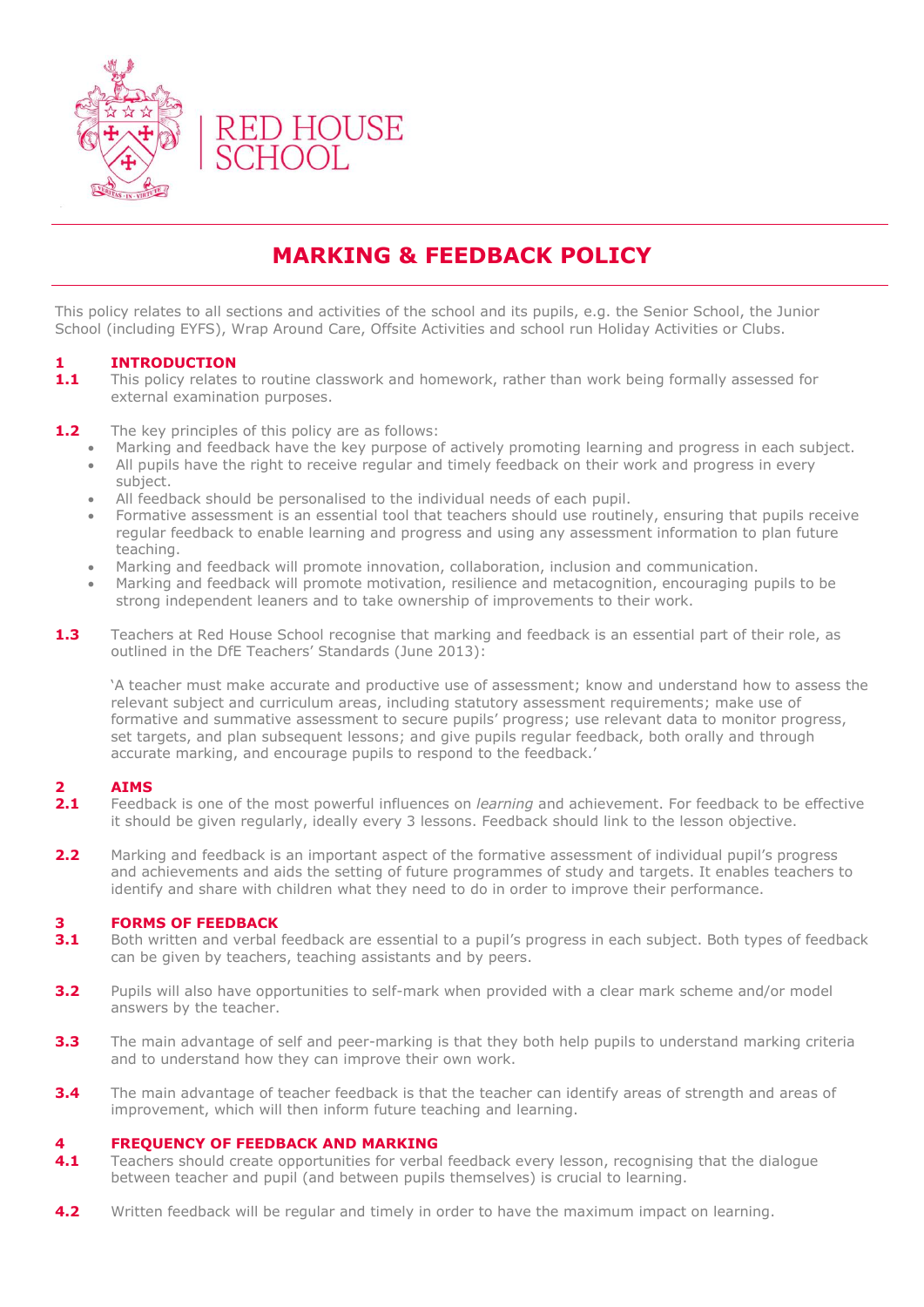RED HOUSE SCHOOL

# MARKING & FEEDBACK POLICY

This policy relates to all sections and activities of the school and its pupils, e.g. the Senior School, the Junior School (including EYFS), Wrap Around Care, Offsite Activities and school run Holiday Activities or Clubs.

## 1 INTRODUCTION

**1.1** This policy relates to routine classwork and homework, rather than work being formally assessed for external examination purposes.

**1.2** The key principles of this policy are as follows:

- Marking and feedback have the key purpose of actively promoting learning and progress in each subject.
- All pupils have the right to receive regular and timely feedback on their work and progress in every subject.
- All feedback should be personalised to the individual needs of each pupil.
- Formative assessment is an essential tool that teachers should use routinely, ensuring that pupils receive regular feedback to enable learning and progress and using any assessment information to plan future teaching.
- Marking and feedback will promote innovation, collaboration, inclusion and communication.
- Marking and feedback will promote motivation, resilience and metacognition, encouraging pupils to be strong independent leaners and to take ownership of improvements to their work.

**1.3** Teachers at Red House School recognise that marking and feedback is an essential part of their role, as outlined in the DfE Teachers' Standards (June 2013):

'A teacher must make accurate and productive use of assessment; know and understand how to assess the relevant subject and curriculum areas, including statutory assessment requirements; make use of formative and summative assessment to secure pupils' progress; use relevant data to monitor progress, set targets, and plan subsequent lessons; and give pupils regular feedback, both orally and through accurate marking, and encourage pupils to respond to the feedback.'

## 2 AIMS

**2.1** Feedback is one of the most powerful influences on *learning* and achievement. For feedback to be effective it should be given regularly, ideally every 3 lessons. Feedback should link to the lesson objective.

**2.2** Marking and feedback is an important aspect of the formative assessment of individual pupil's progress and achievements and aids the setting of future programmes of study and targets. It enables teachers to identify and share with children what they need to do in order to improve their performance.

## 3 FORMS OF FEEDBACK

**3.1** Both written and verbal feedback are essential to a pupil's progress in each subject. Both types of feedback can be given by teachers, teaching assistants and by peers.

**3.2** Pupils will also have opportunities to self-mark when provided with a clear mark scheme and/or model answers by the teacher.

**3.3** The main advantage of self and peer-marking is that they both help pupils to understand marking criteria and to understand how they can improve their own work.

**3.4** The main advantage of teacher feedback is that the teacher can identify areas of strength and areas of improvement, which will then inform future teaching and learning.

## 4 FREQUENCY OF FEEDBACK AND MARKING

**4.1** Teachers should create opportunities for verbal feedback every lesson, recognising that the dialogue between teacher and pupil (and between pupils themselves) is crucial to learning.

**4.2** Written feedback will be regular and timely in order to have the maximum impact on learning.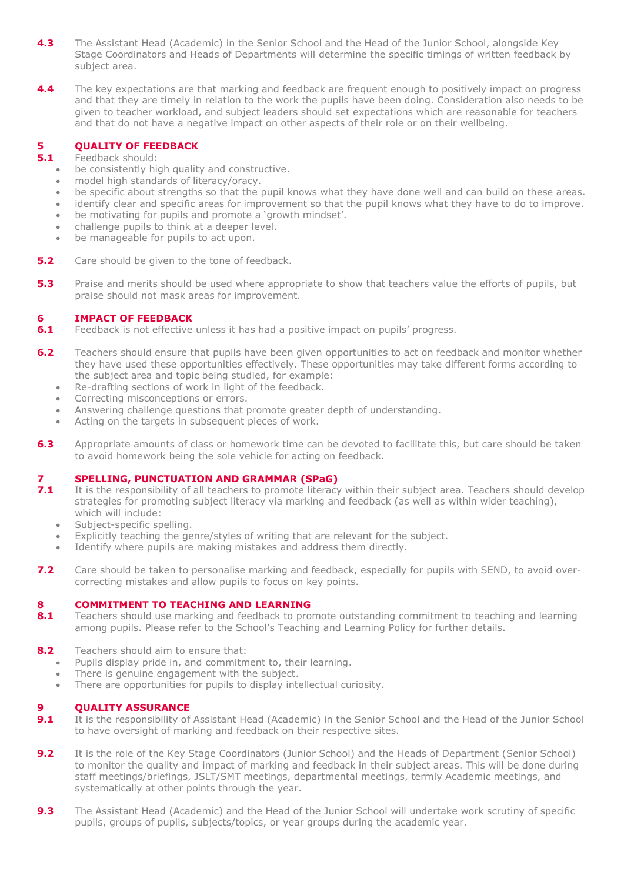**4.3** The Assistant Head (Academic) in the Senior School and the Head of the Junior School, alongside Key Stage Coordinators and Heads of Departments will determine the specific timings of written feedback by subject area.

**4.4** The key expectations are that marking and feedback are frequent enough to positively impact on progress and that they are timely in relation to the work the pupils have been doing. Consideration also needs to be given to teacher workload, and subject leaders should set expectations which are reasonable for teachers and that do not have a negative impact on other aspects of their role or on their wellbeing.

## 5 QUALITY OF FEEDBACK

**5.1** Feedback should:

- be consistently high quality and constructive.
- model high standards of literacy/oracy.
- be specific about strengths so that the pupil knows what they have done well and can build on these areas.
- identify clear and specific areas for improvement so that the pupil knows what they have to do to improve.
- be motivating for pupils and promote a 'growth mindset'.
- challenge pupils to think at a deeper level.
- be manageable for pupils to act upon.

**5.2** Care should be given to the tone of feedback.

**5.3** Praise and merits should be used where appropriate to show that teachers value the efforts of pupils, but praise should not mask areas for improvement.

## 6 IMPACT OF FEEDBACK

**6.1** Feedback is not effective unless it has had a positive impact on pupils' progress.

**6.2** Teachers should ensure that pupils have been given opportunities to act on feedback and monitor whether they have used these opportunities effectively. These opportunities may take different forms according to the subject area and topic being studied, for example:

- Re-drafting sections of work in light of the feedback.
- Correcting misconceptions or errors.
- Answering challenge questions that promote greater depth of understanding.
- Acting on the targets in subsequent pieces of work.

**6.3** Appropriate amounts of class or homework time can be devoted to facilitate this, but care should be taken to avoid homework being the sole vehicle for acting on feedback.

## 7 SPELLING, PUNCTUATION AND GRAMMAR (SPaG)

**7.1** It is the responsibility of all teachers to promote literacy within their subject area. Teachers should develop strategies for promoting subject literacy via marking and feedback (as well as within wider teaching), which will include:

- Subject-specific spelling.
- Explicitly teaching the genre/styles of writing that are relevant for the subject.
- Identify where pupils are making mistakes and address them directly.

**7.2** Care should be taken to personalise marking and feedback, especially for pupils with SEND, to avoid over-correcting mistakes and allow pupils to focus on key points.

## 8 COMMITMENT TO TEACHING AND LEARNING

**8.1** Teachers should use marking and feedback to promote outstanding commitment to teaching and learning among pupils. Please refer to the School's Teaching and Learning Policy for further details.

**8.2** Teachers should aim to ensure that:

- Pupils display pride in, and commitment to, their learning.
- There is genuine engagement with the subject.
- There are opportunities for pupils to display intellectual curiosity.

## 9 QUALITY ASSURANCE

**9.1** It is the responsibility of Assistant Head (Academic) in the Senior School and the Head of the Junior School to have oversight of marking and feedback on their respective sites.

**9.2** It is the role of the Key Stage Coordinators (Junior School) and the Heads of Department (Senior School) to monitor the quality and impact of marking and feedback in their subject areas. This will be done during staff meetings/briefings, JSLT/SMT meetings, departmental meetings, termly Academic meetings, and systematically at other points through the year.

**9.3** The Assistant Head (Academic) and the Head of the Junior School will undertake work scrutiny of specific pupils, groups of pupils, subjects/topics, or year groups during the academic year.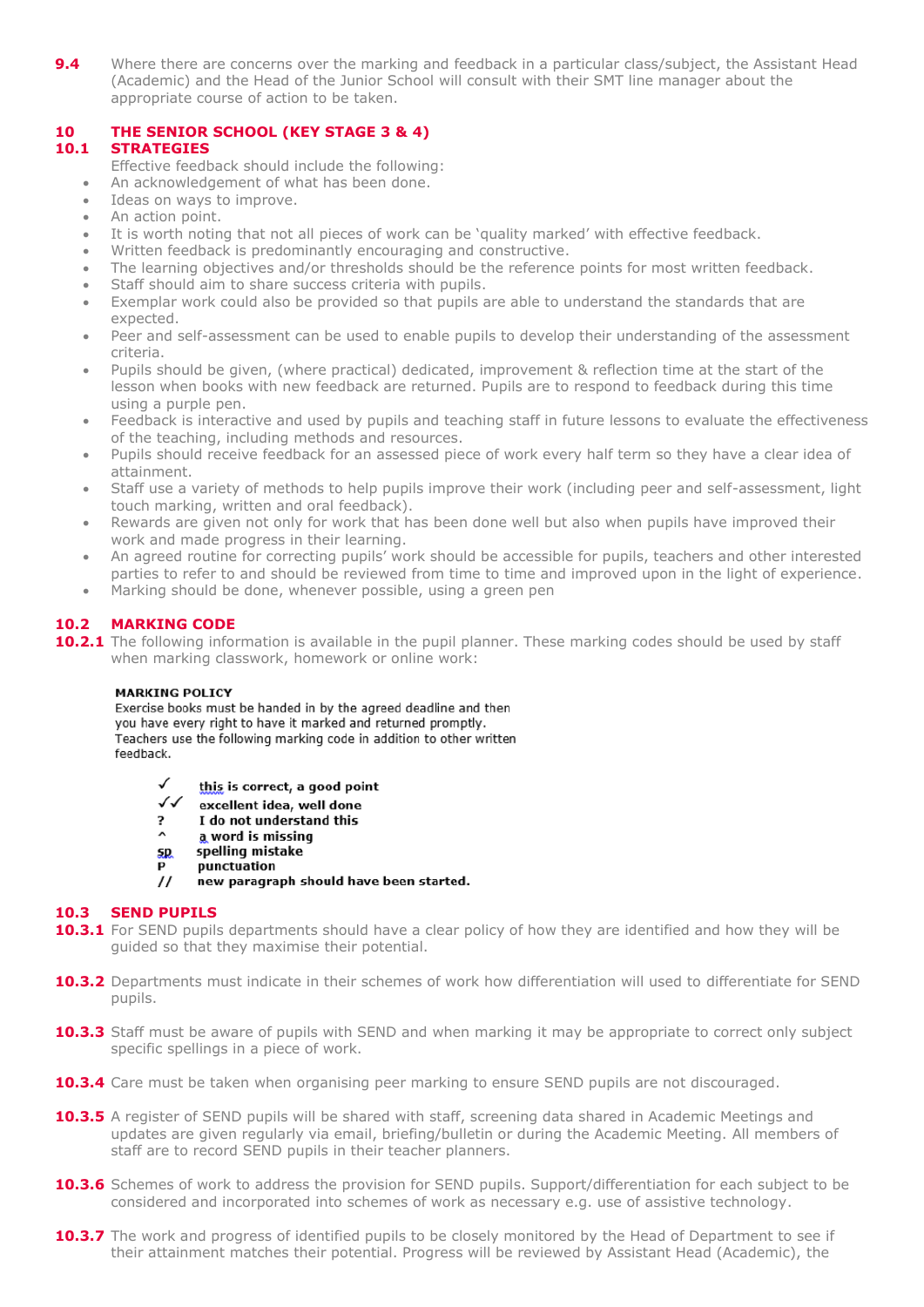**9.4** Where there are concerns over the marking and feedback in a particular class/subject, the Assistant Head (Academic) and the Head of the Junior School will consult with their SMT line manager about the appropriate course of action to be taken.

## 10 THE SENIOR SCHOOL (KEY STAGE 3 & 4)

### 10.1 STRATEGIES

Effective feedback should include the following:

- An acknowledgement of what has been done.
- Ideas on ways to improve.
- An action point.
- It is worth noting that not all pieces of work can be 'quality marked' with effective feedback.
- Written feedback is predominantly encouraging and constructive.
- The learning objectives and/or thresholds should be the reference points for most written feedback.
- Staff should aim to share success criteria with pupils.
- Exemplar work could also be provided so that pupils are able to understand the standards that are expected.
- Peer and self-assessment can be used to enable pupils to develop their understanding of the assessment criteria.
- Pupils should be given, (where practical) dedicated, improvement & reflection time at the start of the lesson when books with new feedback are returned. Pupils are to respond to feedback during this time using a purple pen.
- Feedback is interactive and used by pupils and teaching staff in future lessons to evaluate the effectiveness of the teaching, including methods and resources.
- Pupils should receive feedback for an assessed piece of work every half term so they have a clear idea of attainment.
- Staff use a variety of methods to help pupils improve their work (including peer and self-assessment, light touch marking, written and oral feedback).
- Rewards are given not only for work that has been done well but also when pupils have improved their work and made progress in their learning.
- An agreed routine for correcting pupils' work should be accessible for pupils, teachers and other interested parties to refer to and should be reviewed from time to time and improved upon in the light of experience.
- Marking should be done, whenever possible, using a green pen

### 10.2 MARKING CODE

**10.2.1** The following information is available in the pupil planner. These marking codes should be used by staff when marking classwork, homework or online work:

**MARKING POLICY**
Exercise books must be handed in by the agreed deadline and then you have every right to have it marked and returned promptly. Teachers use the following marking code in addition to other written feedback.

| | |
|---|---|
| ✓ | **this is correct, a good point** |
| ✓✓ | **excellent idea, well done** |
| ? | **I do not understand this** |
| ^ | **a word is missing** |
| sp | **spelling mistake** |
| P | **punctuation** |
| // | **new paragraph should have been started.** |

### 10.3 SEND PUPILS

**10.3.1** For SEND pupils departments should have a clear policy of how they are identified and how they will be guided so that they maximise their potential.

**10.3.2** Departments must indicate in their schemes of work how differentiation will used to differentiate for SEND pupils.

**10.3.3** Staff must be aware of pupils with SEND and when marking it may be appropriate to correct only subject specific spellings in a piece of work.

**10.3.4** Care must be taken when organising peer marking to ensure SEND pupils are not discouraged.

**10.3.5** A register of SEND pupils will be shared with staff, screening data shared in Academic Meetings and updates are given regularly via email, briefing/bulletin or during the Academic Meeting. All members of staff are to record SEND pupils in their teacher planners.

**10.3.6** Schemes of work to address the provision for SEND pupils. Support/differentiation for each subject to be considered and incorporated into schemes of work as necessary e.g. use of assistive technology.

**10.3.7** The work and progress of identified pupils to be closely monitored by the Head of Department to see if their attainment matches their potential. Progress will be reviewed by Assistant Head (Academic), the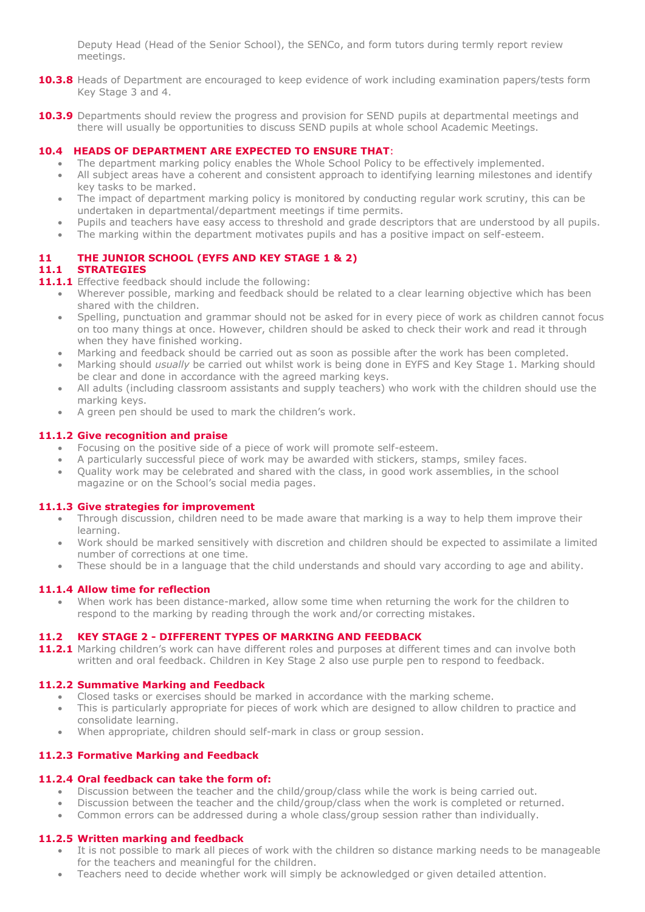Deputy Head (Head of the Senior School), the SENCo, and form tutors during termly report review meetings.

**10.3.8** Heads of Department are encouraged to keep evidence of work including examination papers/tests form Key Stage 3 and 4.

**10.3.9** Departments should review the progress and provision for SEND pupils at departmental meetings and there will usually be opportunities to discuss SEND pupils at whole school Academic Meetings.

### 10.4 HEADS OF DEPARTMENT ARE EXPECTED TO ENSURE THAT:

- The department marking policy enables the Whole School Policy to be effectively implemented.
- All subject areas have a coherent and consistent approach to identifying learning milestones and identify key tasks to be marked.
- The impact of department marking policy is monitored by conducting regular work scrutiny, this can be undertaken in departmental/department meetings if time permits.
- Pupils and teachers have easy access to threshold and grade descriptors that are understood by all pupils.
- The marking within the department motivates pupils and has a positive impact on self-esteem.

## 11 THE JUNIOR SCHOOL (EYFS AND KEY STAGE 1 & 2)

### 11.1 STRATEGIES

**11.1.1** Effective feedback should include the following:

- Wherever possible, marking and feedback should be related to a clear learning objective which has been shared with the children.
- Spelling, punctuation and grammar should not be asked for in every piece of work as children cannot focus on too many things at once. However, children should be asked to check their work and read it through when they have finished working.
- Marking and feedback should be carried out as soon as possible after the work has been completed.
- Marking should *usually* be carried out whilst work is being done in EYFS and Key Stage 1. Marking should be clear and done in accordance with the agreed marking keys.
- All adults (including classroom assistants and supply teachers) who work with the children should use the marking keys.
- A green pen should be used to mark the children's work.

#### 11.1.2 Give recognition and praise

- Focusing on the positive side of a piece of work will promote self-esteem.
- A particularly successful piece of work may be awarded with stickers, stamps, smiley faces.
- Quality work may be celebrated and shared with the class, in good work assemblies, in the school magazine or on the School's social media pages.

#### 11.1.3 Give strategies for improvement

- Through discussion, children need to be made aware that marking is a way to help them improve their learning.
- Work should be marked sensitively with discretion and children should be expected to assimilate a limited number of corrections at one time.
- These should be in a language that the child understands and should vary according to age and ability.

#### 11.1.4 Allow time for reflection

- When work has been distance-marked, allow some time when returning the work for the children to respond to the marking by reading through the work and/or correcting mistakes.

### 11.2 KEY STAGE 2 - DIFFERENT TYPES OF MARKING AND FEEDBACK

**11.2.1** Marking children's work can have different roles and purposes at different times and can involve both written and oral feedback. Children in Key Stage 2 also use purple pen to respond to feedback.

#### 11.2.2 Summative Marking and Feedback

- Closed tasks or exercises should be marked in accordance with the marking scheme.
- This is particularly appropriate for pieces of work which are designed to allow children to practice and consolidate learning.
- When appropriate, children should self-mark in class or group session.

#### 11.2.3 Formative Marking and Feedback

#### 11.2.4 Oral feedback can take the form of:

- Discussion between the teacher and the child/group/class while the work is being carried out.
- Discussion between the teacher and the child/group/class when the work is completed or returned.
- Common errors can be addressed during a whole class/group session rather than individually.

#### 11.2.5 Written marking and feedback

- It is not possible to mark all pieces of work with the children so distance marking needs to be manageable for the teachers and meaningful for the children.
- Teachers need to decide whether work will simply be acknowledged or given detailed attention.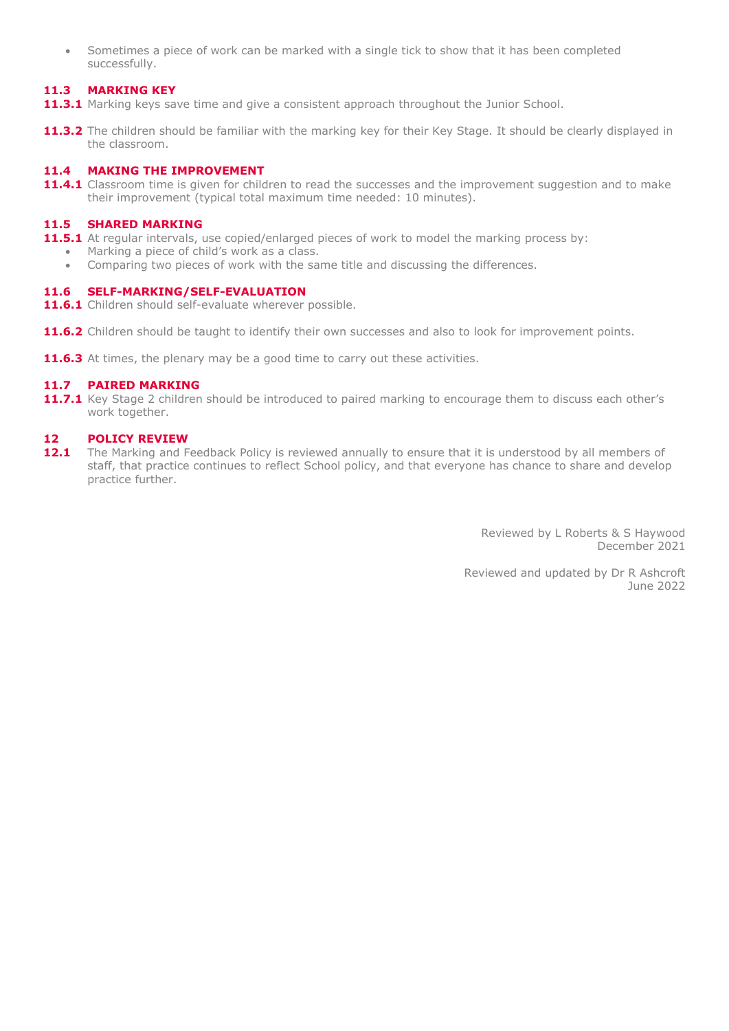- Sometimes a piece of work can be marked with a single tick to show that it has been completed successfully.

### 11.3 MARKING KEY

**11.3.1** Marking keys save time and give a consistent approach throughout the Junior School.

**11.3.2** The children should be familiar with the marking key for their Key Stage. It should be clearly displayed in the classroom.

### 11.4 MAKING THE IMPROVEMENT

**11.4.1** Classroom time is given for children to read the successes and the improvement suggestion and to make their improvement (typical total maximum time needed: 10 minutes).

### 11.5 SHARED MARKING

**11.5.1** At regular intervals, use copied/enlarged pieces of work to model the marking process by:

- Marking a piece of child's work as a class.
- Comparing two pieces of work with the same title and discussing the differences.

### 11.6 SELF-MARKING/SELF-EVALUATION

**11.6.1** Children should self-evaluate wherever possible.

**11.6.2** Children should be taught to identify their own successes and also to look for improvement points.

**11.6.3** At times, the plenary may be a good time to carry out these activities.

### 11.7 PAIRED MARKING

**11.7.1** Key Stage 2 children should be introduced to paired marking to encourage them to discuss each other's work together.

## 12 POLICY REVIEW

**12.1** The Marking and Feedback Policy is reviewed annually to ensure that it is understood by all members of staff, that practice continues to reflect School policy, and that everyone has chance to share and develop practice further.

Reviewed by L Roberts & S Haywood
December 2021

Reviewed and updated by Dr R Ashcroft
June 2022